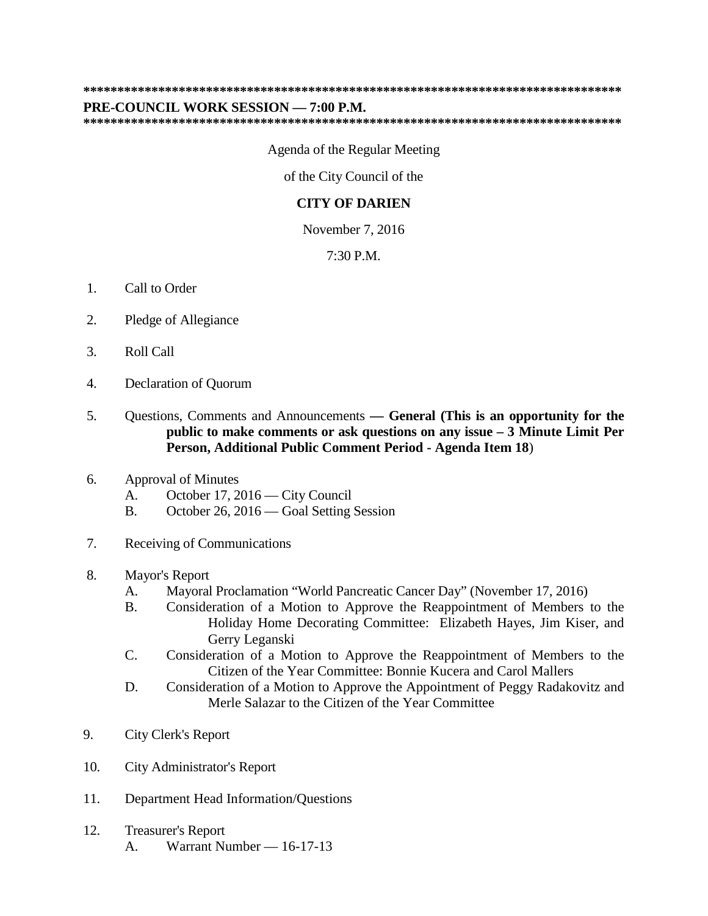**********************************************************************************
**PRE-COUNCIL WORK SESSION — 7:00 P.M.**
**********************************************************************************

Agenda of the Regular Meeting

of the City Council of the

**CITY OF DARIEN**

November 7, 2016

7:30 P.M.

1. Call to Order

2. Pledge of Allegiance

3. Roll Call

4. Declaration of Quorum

5. Questions, Comments and Announcements **— General (This is an opportunity for the public to make comments or ask questions on any issue – 3 Minute Limit Per Person, Additional Public Comment Period - Agenda Item 18**)

6. Approval of Minutes
   - A. October 17, 2016 — City Council
   - B. October 26, 2016 — Goal Setting Session

7. Receiving of Communications

8. Mayor's Report
   - A. Mayoral Proclamation "World Pancreatic Cancer Day" (November 17, 2016)
   - B. Consideration of a Motion to Approve the Reappointment of Members to the Holiday Home Decorating Committee: Elizabeth Hayes, Jim Kiser, and Gerry Leganski
   - C. Consideration of a Motion to Approve the Reappointment of Members to the Citizen of the Year Committee: Bonnie Kucera and Carol Mallers
   - D. Consideration of a Motion to Approve the Appointment of Peggy Radakovitz and Merle Salazar to the Citizen of the Year Committee

9. City Clerk's Report

10. City Administrator's Report

11. Department Head Information/Questions

12. Treasurer's Report
    - A. Warrant Number — 16-17-13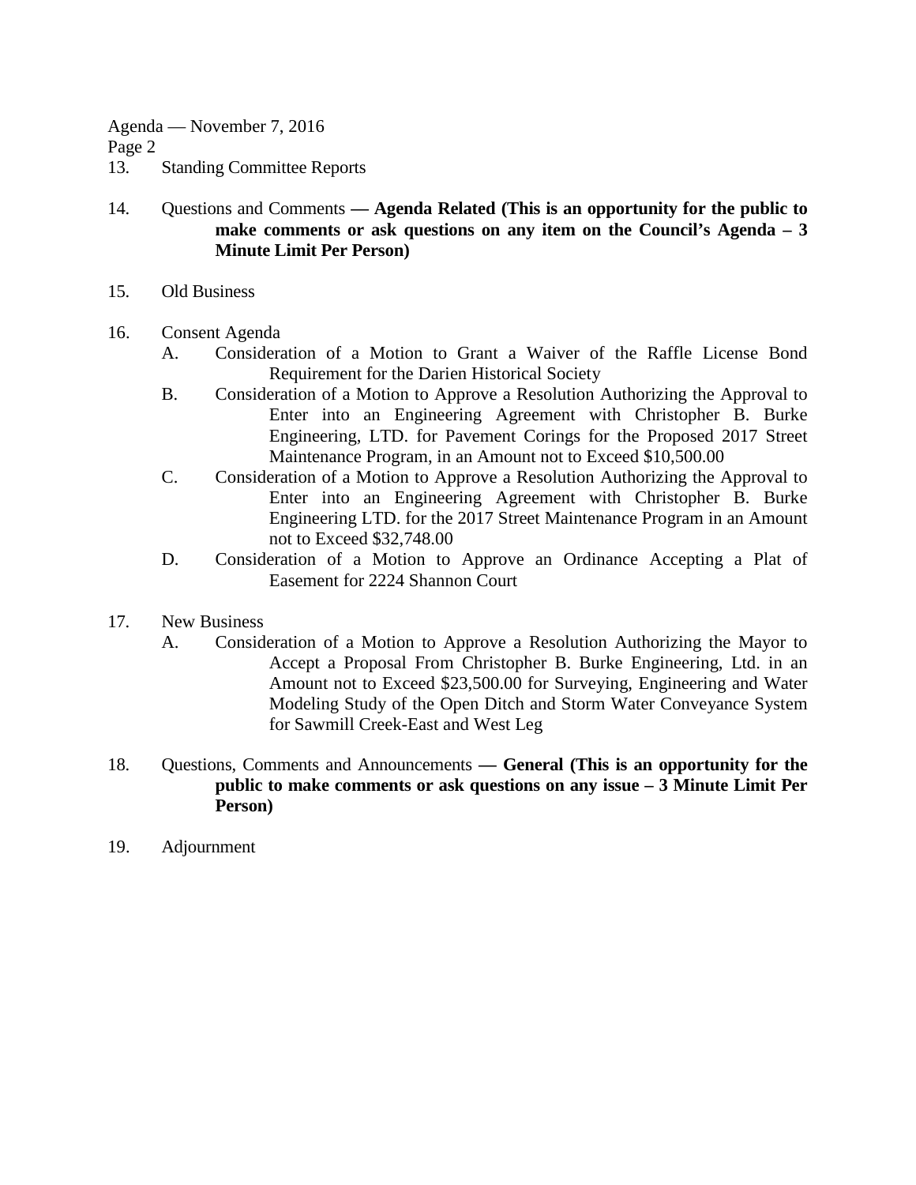13. Standing Committee Reports

14. Questions and Comments **— Agenda Related (This is an opportunity for the public to make comments or ask questions on any item on the Council's Agenda – 3 Minute Limit Per Person)**

15. Old Business

16. Consent Agenda
    - A. Consideration of a Motion to Grant a Waiver of the Raffle License Bond Requirement for the Darien Historical Society
    - B. Consideration of a Motion to Approve a Resolution Authorizing the Approval to Enter into an Engineering Agreement with Christopher B. Burke Engineering, LTD. for Pavement Corings for the Proposed 2017 Street Maintenance Program, in an Amount not to Exceed $10,500.00
    - C. Consideration of a Motion to Approve a Resolution Authorizing the Approval to Enter into an Engineering Agreement with Christopher B. Burke Engineering LTD. for the 2017 Street Maintenance Program in an Amount not to Exceed $32,748.00
    - D. Consideration of a Motion to Approve an Ordinance Accepting a Plat of Easement for 2224 Shannon Court

17. New Business
    - A. Consideration of a Motion to Approve a Resolution Authorizing the Mayor to Accept a Proposal From Christopher B. Burke Engineering, Ltd. in an Amount not to Exceed $23,500.00 for Surveying, Engineering and Water Modeling Study of the Open Ditch and Storm Water Conveyance System for Sawmill Creek-East and West Leg

18. Questions, Comments and Announcements **— General (This is an opportunity for the public to make comments or ask questions on any issue – 3 Minute Limit Per Person)**

19. Adjournment